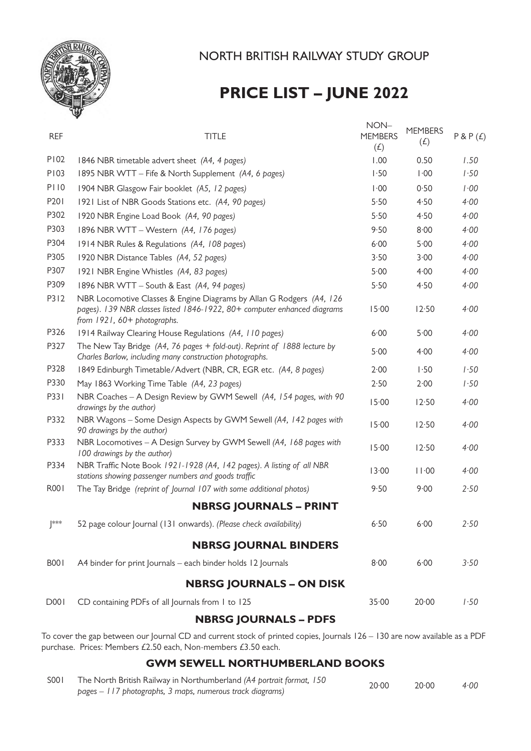NORTH BRITISH RAILWAY STUDY GROUP

# PRICE LIST – JUNE 2022

| REF | TITLE | NON–MEMBERS (£) | MEMBERS (£) | P & P (£) |
|---|---|---|---|---|
| P102 | 1846 NBR timetable advert sheet *(A4, 4 pages)* | 1.00 | 0.50 | *1.50* |
| P103 | 1895 NBR WTT – Fife & North Supplement *(A4, 6 pages)* | 1·50 | 1·00 | *1·50* |
| P110 | 1904 NBR Glasgow Fair booklet *(A5, 12 pages)* | 1·00 | 0·50 | *1·00* |
| P201 | 1921 List of NBR Goods Stations etc. *(A4, 90 pages)* | 5·50 | 4·50 | *4·00* |
| P302 | 1920 NBR Engine Load Book *(A4, 90 pages)* | 5·50 | 4·50 | *4·00* |
| P303 | 1896 NBR WTT – Western *(A4, 176 pages)* | 9·50 | 8·00 | *4·00* |
| P304 | 1914 NBR Rules & Regulations *(A4, 108 pages)* | 6·00 | 5·00 | *4·00* |
| P305 | 1920 NBR Distance Tables *(A4, 52 pages)* | 3·50 | 3·00 | *4·00* |
| P307 | 1921 NBR Engine Whistles *(A4, 83 pages)* | 5·00 | 4·00 | *4·00* |
| P309 | 1896 NBR WTT – South & East *(A4, 94 pages)* | 5·50 | 4·50 | *4·00* |
| P312 | NBR Locomotive Classes & Engine Diagrams by Allan G Rodgers *(A4, 126 pages). 139 NBR classes listed 1846-1922, 80+ computer enhanced diagrams from 1921, 60+ photographs.* | 15·00 | 12·50 | *4·00* |
| P326 | 1914 Railway Clearing House Regulations *(A4, 110 pages)* | 6·00 | 5·00 | *4·00* |
| P327 | The New Tay Bridge *(A4, 76 pages + fold-out). Reprint of 1888 lecture by Charles Barlow, including many construction photographs.* | 5·00 | 4·00 | *4·00* |
| P328 | 1849 Edinburgh Timetable/Advert (NBR, CR, EGR etc. *(A4, 8 pages)* | 2·00 | 1·50 | *1·50* |
| P330 | May 1863 Working Time Table *(A4, 23 pages)* | 2·50 | 2·00 | *1·50* |
| P331 | NBR Coaches – A Design Review by GWM Sewell *(A4, 154 pages, with 90 drawings by the author)* | 15·00 | 12·50 | *4·00* |
| P332 | NBR Wagons – Some Design Aspects by GWM Sewell *(A4, 142 pages with 90 drawings by the author)* | 15·00 | 12·50 | *4·00* |
| P333 | NBR Locomotives – A Design Survey by GWM Sewell *(A4, 168 pages with 100 drawings by the author)* | 15·00 | 12·50 | *4·00* |
| P334 | NBR Traffic Note Book *1921-1928 (A4, 142 pages). A listing of all NBR stations showing passenger numbers and goods traffic* | 13·00 | 11·00 | *4·00* |
| R001 | The Tay Bridge *(reprint of Journal 107 with some additional photos)* | 9·50 | 9·00 | *2·50* |
| | **NBRSG JOURNALS – PRINT** | | | |
| J*** | 52 page colour Journal (131 onwards). *(Please check availability)* | 6·50 | 6·00 | *2·50* |
| | **NBRSG JOURNAL BINDERS** | | | |
| B001 | A4 binder for print Journals – each binder holds 12 Journals | 8·00 | 6·00 | *3·50* |
| | **NBRSG JOURNALS – ON DISK** | | | |
| D001 | CD containing PDFs of all Journals from 1 to 125 | 35·00 | 20·00 | *1·50* |

## NBRSG JOURNALS – PDFS

To cover the gap between our Journal CD and current stock of printed copies, Journals 126 – 130 are now available as a PDF purchase. Prices: Members £2.50 each, Non-members £3.50 each.

## GWM SEWELL NORTHUMBERLAND BOOKS

| REF | TITLE | NON–MEMBERS (£) | MEMBERS (£) | P & P (£) |
|---|---|---|---|---|
| S001 | The North British Railway in Northumberland *(A4 portrait format, 150 pages – 117 photographs, 3 maps, numerous track diagrams)* | 20·00 | 20·00 | *4·00* |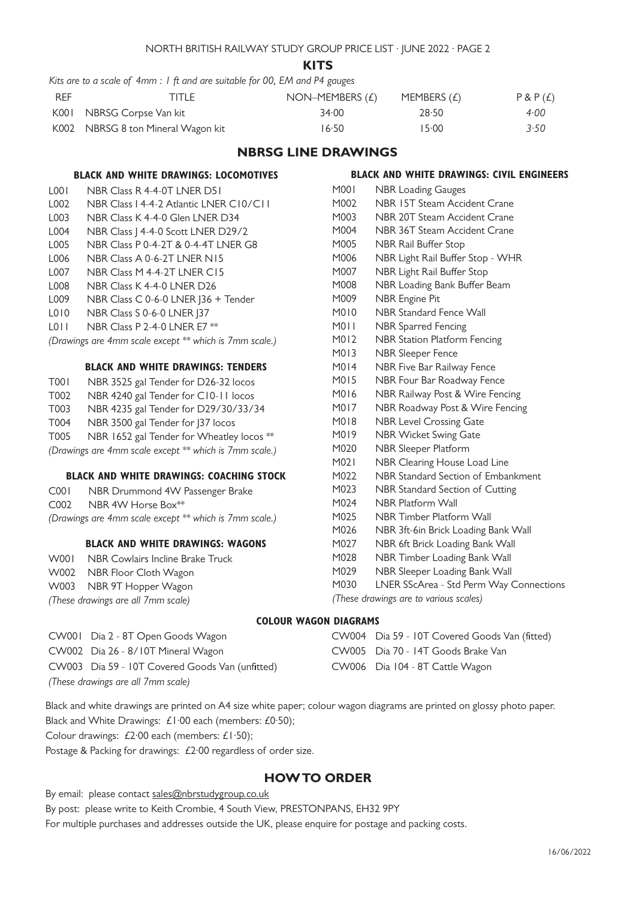## KITS

*Kits are to a scale of 4mm : 1 ft and are suitable for 00, EM and P4 gauges*

| REF | TITLE | NON–MEMBERS (£) | MEMBERS (£) | P & P (£) |
|---|---|---|---|---|
| K001 | NBRSG Corpse Van kit | 34·00 | 28·50 | *4·00* |
| K002 | NBRSG 8 ton Mineral Wagon kit | 16·50 | 15·00 | *3·50* |

## NBRSG LINE DRAWINGS

### BLACK AND WHITE DRAWINGS: LOCOMOTIVES

| | |
|---|---|
| L001 | NBR Class R 4-4-0T LNER D51 |
| L002 | NBR Class I 4-4-2 Atlantic LNER C10/C11 |
| L003 | NBR Class K 4-4-0 Glen LNER D34 |
| L004 | NBR Class J 4-4-0 Scott LNER D29/2 |
| L005 | NBR Class P 0-4-2T & 0-4-4T LNER G8 |
| L006 | NBR Class A 0-6-2T LNER N15 |
| L007 | NBR Class M 4-4-2T LNER C15 |
| L008 | NBR Class K 4-4-0 LNER D26 |
| L009 | NBR Class C 0-6-0 LNER J36 + Tender |
| L010 | NBR Class S 0-6-0 LNER J37 |
| L011 | NBR Class P 2-4-0 LNER E7 ** |

*(Drawings are 4mm scale except ** which is 7mm scale.)*

### BLACK AND WHITE DRAWINGS: TENDERS

| | |
|---|---|
| T001 | NBR 3525 gal Tender for D26-32 locos |
| T002 | NBR 4240 gal Tender for C10-11 locos |
| T003 | NBR 4235 gal Tender for D29/30/33/34 |
| T004 | NBR 3500 gal Tender for J37 locos |
| T005 | NBR 1652 gal Tender for Wheatley locos ** |

*(Drawings are 4mm scale except ** which is 7mm scale.)*

### BLACK AND WHITE DRAWINGS: COACHING STOCK

| | |
|---|---|
| C001 | NBR Drummond 4W Passenger Brake |
| C002 | NBR 4W Horse Box** |

*(Drawings are 4mm scale except ** which is 7mm scale.)*

### BLACK AND WHITE DRAWINGS: WAGONS

| | |
|---|---|
| W001 | NBR Cowlairs Incline Brake Truck |
| W002 | NBR Floor Cloth Wagon |
| W003 | NBR 9T Hopper Wagon |

*(These drawings are all 7mm scale)*

### BLACK AND WHITE DRAWINGS: CIVIL ENGINEERS

| | |
|---|---|
| M001 | NBR Loading Gauges |
| M002 | NBR 15T Steam Accident Crane |
| M003 | NBR 20T Steam Accident Crane |
| M004 | NBR 36T Steam Accident Crane |
| M005 | NBR Rail Buffer Stop |
| M006 | NBR Light Rail Buffer Stop - WHR |
| M007 | NBR Light Rail Buffer Stop |
| M008 | NBR Loading Bank Buffer Beam |
| M009 | NBR Engine Pit |
| M010 | NBR Standard Fence Wall |
| M011 | NBR Sparred Fencing |
| M012 | NBR Station Platform Fencing |
| M013 | NBR Sleeper Fence |
| M014 | NBR Five Bar Railway Fence |
| M015 | NBR Four Bar Roadway Fence |
| M016 | NBR Railway Post & Wire Fencing |
| M017 | NBR Roadway Post & Wire Fencing |
| M018 | NBR Level Crossing Gate |
| M019 | NBR Wicket Swing Gate |
| M020 | NBR Sleeper Platform |
| M021 | NBR Clearing House Load Line |
| M022 | NBR Standard Section of Embankment |
| M023 | NBR Standard Section of Cutting |
| M024 | NBR Platform Wall |
| M025 | NBR Timber Platform Wall |
| M026 | NBR 3ft-6in Brick Loading Bank Wall |
| M027 | NBR 6ft Brick Loading Bank Wall |
| M028 | NBR Timber Loading Bank Wall |
| M029 | NBR Sleeper Loading Bank Wall |
| M030 | LNER SScArea - Std Perm Way Connections |

*(These drawings are to various scales)*

### COLOUR WAGON DIAGRAMS

| | |
|---|---|
| CW001 | Dia 2 - 8T Open Goods Wagon |
| CW002 | Dia 26 - 8/10T Mineral Wagon |
| CW003 | Dia 59 - 10T Covered Goods Van (unfitted) |
| CW004 | Dia 59 - 10T Covered Goods Van (fitted) |
| CW005 | Dia 70 - 14T Goods Brake Van |
| CW006 | Dia 104 - 8T Cattle Wagon |

*(These drawings are all 7mm scale)*

Black and white drawings are printed on A4 size white paper; colour wagon diagrams are printed on glossy photo paper.
Black and White Drawings: £1·00 each (members: £0·50);
Colour drawings: £2·00 each (members: £1·50);
Postage & Packing for drawings: £2·00 regardless of order size.

## HOW TO ORDER

By email: please contact sales@nbrstudygroup.co.uk
By post: please write to Keith Crombie, 4 South View, PRESTONPANS, EH32 9PY
For multiple purchases and addresses outside the UK, please enquire for postage and packing costs.

16/06/2022